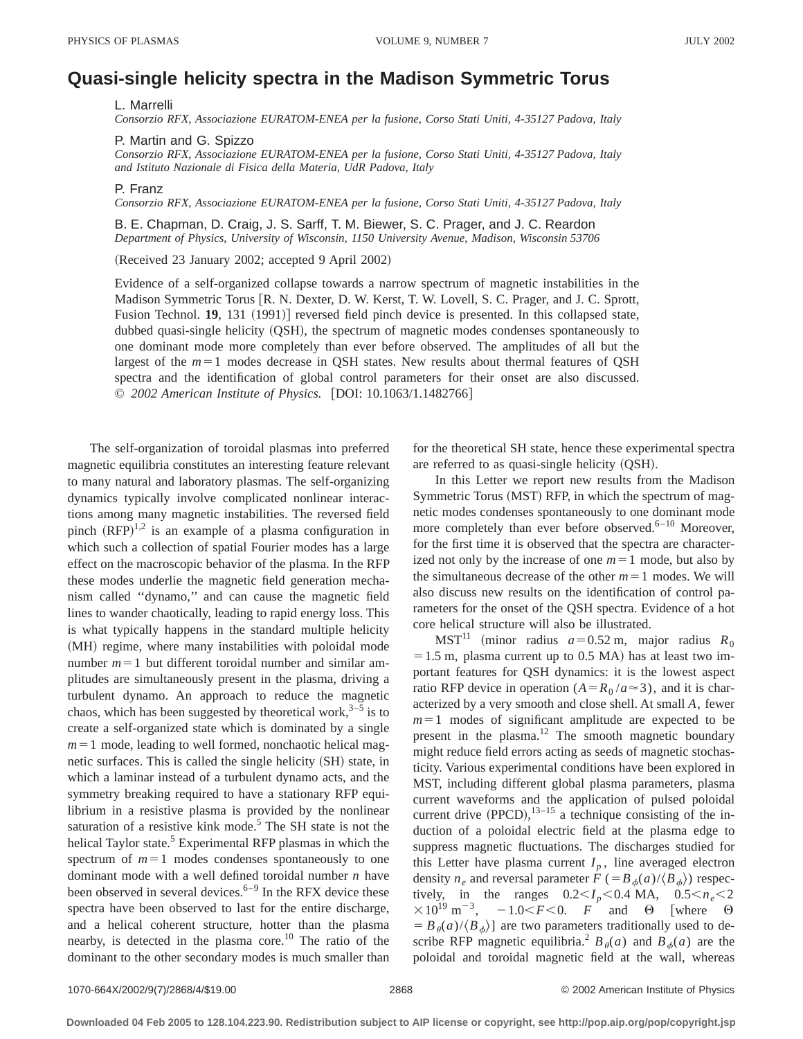# Quasi-single helicity spectra in the Madison Symmetric Torus

L. Marrelli
*Consorzio RFX, Associazione EURATOM-ENEA per la fusione, Corso Stati Uniti, 4-35127 Padova, Italy*

P. Martin and G. Spizzo
*Consorzio RFX, Associazione EURATOM-ENEA per la fusione, Corso Stati Uniti, 4-35127 Padova, Italy and Istituto Nazionale di Fisica della Materia, UdR Padova, Italy*

P. Franz
*Consorzio RFX, Associazione EURATOM-ENEA per la fusione, Corso Stati Uniti, 4-35127 Padova, Italy*

B. E. Chapman, D. Craig, J. S. Sarff, T. M. Biewer, S. C. Prager, and J. C. Reardon
*Department of Physics, University of Wisconsin, 1150 University Avenue, Madison, Wisconsin 53706*

(Received 23 January 2002; accepted 9 April 2002)

Evidence of a self-organized collapse towards a narrow spectrum of magnetic instabilities in the Madison Symmetric Torus [R. N. Dexter, D. W. Kerst, T. W. Lovell, S. C. Prager, and J. C. Sprott, Fusion Technol. **19**, 131 (1991)] reversed field pinch device is presented. In this collapsed state, dubbed quasi-single helicity (QSH), the spectrum of magnetic modes condenses spontaneously to one dominant mode more completely than ever before observed. The amplitudes of all but the largest of the $m=1$ modes decrease in QSH states. New results about thermal features of QSH spectra and the identification of global control parameters for their onset are also discussed. © *2002 American Institute of Physics.* [DOI: 10.1063/1.1482766]

The self-organization of toroidal plasmas into preferred magnetic equilibria constitutes an interesting feature relevant to many natural and laboratory plasmas. The self-organizing dynamics typically involve complicated nonlinear interactions among many magnetic instabilities. The reversed field pinch (RFP)[1,2] is an example of a plasma configuration in which such a collection of spatial Fourier modes has a large effect on the macroscopic behavior of the plasma. In the RFP these modes underlie the magnetic field generation mechanism called "dynamo," and can cause the magnetic field lines to wander chaotically, leading to rapid energy loss. This is what typically happens in the standard multiple helicity (MH) regime, where many instabilities with poloidal mode number $m=1$ but different toroidal number and similar amplitudes are simultaneously present in the plasma, driving a turbulent dynamo. An approach to reduce the magnetic chaos, which has been suggested by theoretical work,[3–5] is to create a self-organized state which is dominated by a single $m=1$ mode, leading to well formed, nonchaotic helical magnetic surfaces. This is called the single helicity (SH) state, in which a laminar instead of a turbulent dynamo acts, and the symmetry breaking required to have a stationary RFP equilibrium in a resistive plasma is provided by the nonlinear saturation of a resistive kink mode.[5] The SH state is not the helical Taylor state.[5] Experimental RFP plasmas in which the spectrum of $m=1$ modes condenses spontaneously to one dominant mode with a well defined toroidal number $n$ have been observed in several devices.[6–9] In the RFX device these spectra have been observed to last for the entire discharge, and a helical coherent structure, hotter than the plasma nearby, is detected in the plasma core.[10] The ratio of the dominant to the other secondary modes is much smaller than for the theoretical SH state, hence these experimental spectra are referred to as quasi-single helicity (QSH).

In this Letter we report new results from the Madison Symmetric Torus (MST) RFP, in which the spectrum of magnetic modes condenses spontaneously to one dominant mode more completely than ever before observed.[6–10] Moreover, for the first time it is observed that the spectra are characterized not only by the increase of one $m=1$ mode, but also by the simultaneous decrease of the other $m=1$ modes. We will also discuss new results on the identification of control parameters for the onset of the QSH spectra. Evidence of a hot core helical structure will also be illustrated.

MST[11] (minor radius $a=0.52$ m, major radius $R_0=1.5$ m, plasma current up to 0.5 MA) has at least two important features for QSH dynamics: it is the lowest aspect ratio RFP device in operation ($A=R_0/a\approx 3$), and it is characterized by a very smooth and close shell. At small $A$, fewer $m=1$ modes of significant amplitude are expected to be present in the plasma.[12] The smooth magnetic boundary might reduce field errors acting as seeds of magnetic stochasticity. Various experimental conditions have been explored in MST, including different global plasma parameters, plasma current waveforms and the application of pulsed poloidal current drive (PPCD),[13–15] a technique consisting of the induction of a poloidal electric field at the plasma edge to suppress magnetic fluctuations. The discharges studied for this Letter have plasma current $I_p$, line averaged electron density $n_e$ and reversal parameter $F$ ($=B_\phi(a)/\langle B_\phi\rangle$) respectively, in the ranges $0.2<I_p<0.4$ MA, $0.5<n_e<2\times 10^{19}$ m$^{-3}$, $-1.0<F<0$. $F$ and $\Theta$ [where $\Theta=B_\theta(a)/\langle B_\phi\rangle$] are two parameters traditionally used to describe RFP magnetic equilibria.[2] $B_\theta(a)$ and $B_\phi(a)$ are the poloidal and toroidal magnetic field at the wall, whereas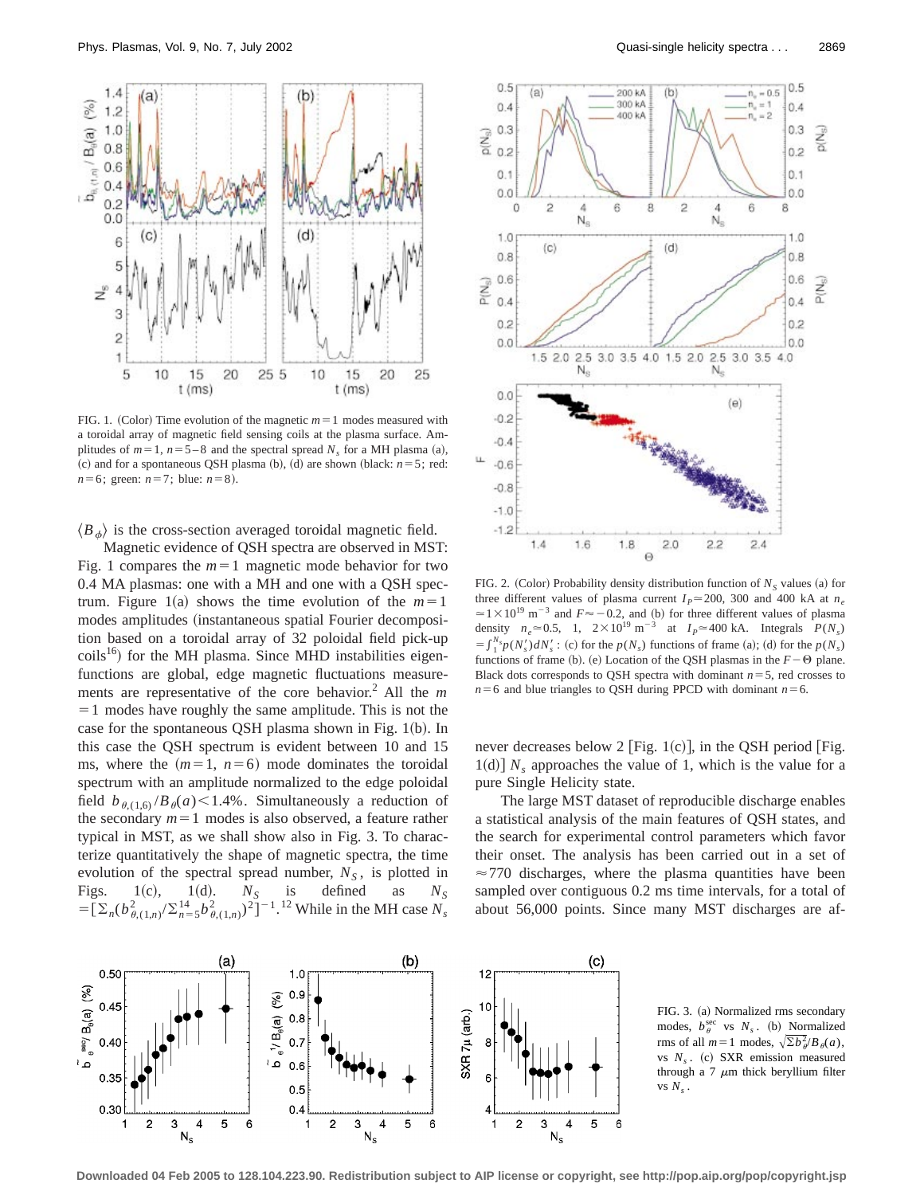FIG. 1. (Color) Time evolution of the magnetic $m=1$ modes measured with a toroidal array of magnetic field sensing coils at the plasma surface. Amplitudes of $m=1$, $n=5-8$ and the spectral spread $N_s$ for a MH plasma (a), (c) and for a spontaneous QSH plasma (b), (d) are shown (black: $n=5$; red: $n=6$; green: $n=7$; blue: $n=8$).

$\langle B_\phi \rangle$ is the cross-section averaged toroidal magnetic field.

Magnetic evidence of QSH spectra are observed in MST: Fig. 1 compares the $m=1$ magnetic mode behavior for two 0.4 MA plasmas: one with a MH and one with a QSH spectrum. Figure 1(a) shows the time evolution of the $m=1$ modes amplitudes (instantaneous spatial Fourier decomposition based on a toroidal array of 32 poloidal field pick-up coils[16]) for the MH plasma. Since MHD instabilities eigenfunctions are global, edge magnetic fluctuations measurements are representative of the core behavior.[2] All the $m=1$ modes have roughly the same amplitude. This is not the case for the spontaneous QSH plasma shown in Fig. 1(b). In this case the QSH spectrum is evident between 10 and 15 ms, where the $(m=1, n=6)$ mode dominates the toroidal spectrum with an amplitude normalized to the edge poloidal field $b_{\theta,(1,6)}/B_\theta(a) < 1.4\%$. Simultaneously a reduction of the secondary $m=1$ modes is also observed, a feature rather typical in MST, as we shall show also in Fig. 3. To characterize quantitatively the shape of magnetic spectra, the time evolution of the spectral spread number, $N_S$, is plotted in Figs. 1(c), 1(d). $N_S$ is defined as $N_S = [\Sigma_n (b^2_{\theta,(1,n)} / \Sigma^{14}_{n=5} b^2_{\theta,(1,n)})^2]^{-1}$.[12] While in the MH case $N_s$ never decreases below 2 [Fig. 1(c)], in the QSH period [Fig. 1(d)] $N_s$ approaches the value of 1, which is the value for a pure Single Helicity state.

FIG. 2. (Color) Probability density distribution function of $N_S$ values (a) for three different values of plasma current $I_P \simeq 200$, 300 and 400 kA at $n_e \simeq 1 \times 10^{19}\ \mathrm{m}^{-3}$ and $F \approx -0.2$, and (b) for three different values of plasma density $n_e \simeq 0.5$, 1, $2 \times 10^{19}\ \mathrm{m}^{-3}$ at $I_P \simeq 400$ kA. Integrals $P(N_s) = \int_1^{N_s} p(N_s') dN_s'$: (c) for the $p(N_s)$ functions of frame (a); (d) for the $p(N_s)$ functions of frame (b). (e) Location of the QSH plasmas in the $F-\Theta$ plane. Black dots corresponds to QSH spectra with dominant $n=5$, red crosses to $n=6$ and blue triangles to QSH during PPCD with dominant $n=6$.

The large MST dataset of reproducible discharge enables a statistical analysis of the main features of QSH states, and the search for experimental control parameters which favor their onset. The analysis has been carried out in a set of $\approx 770$ discharges, where the plasma quantities have been sampled over contiguous 0.2 ms time intervals, for a total of about 56,000 points. Since many MST discharges are af-

FIG. 3. (a) Normalized rms secondary modes, $b_\theta^{\mathrm{sec}}$ vs $N_s$. (b) Normalized rms of all $m=1$ modes, $\sqrt{\Sigma b_\theta^2}/B_\theta(a)$, vs $N_s$. (c) SXR emission measured through a 7 $\mu$m thick beryllium filter vs $N_s$.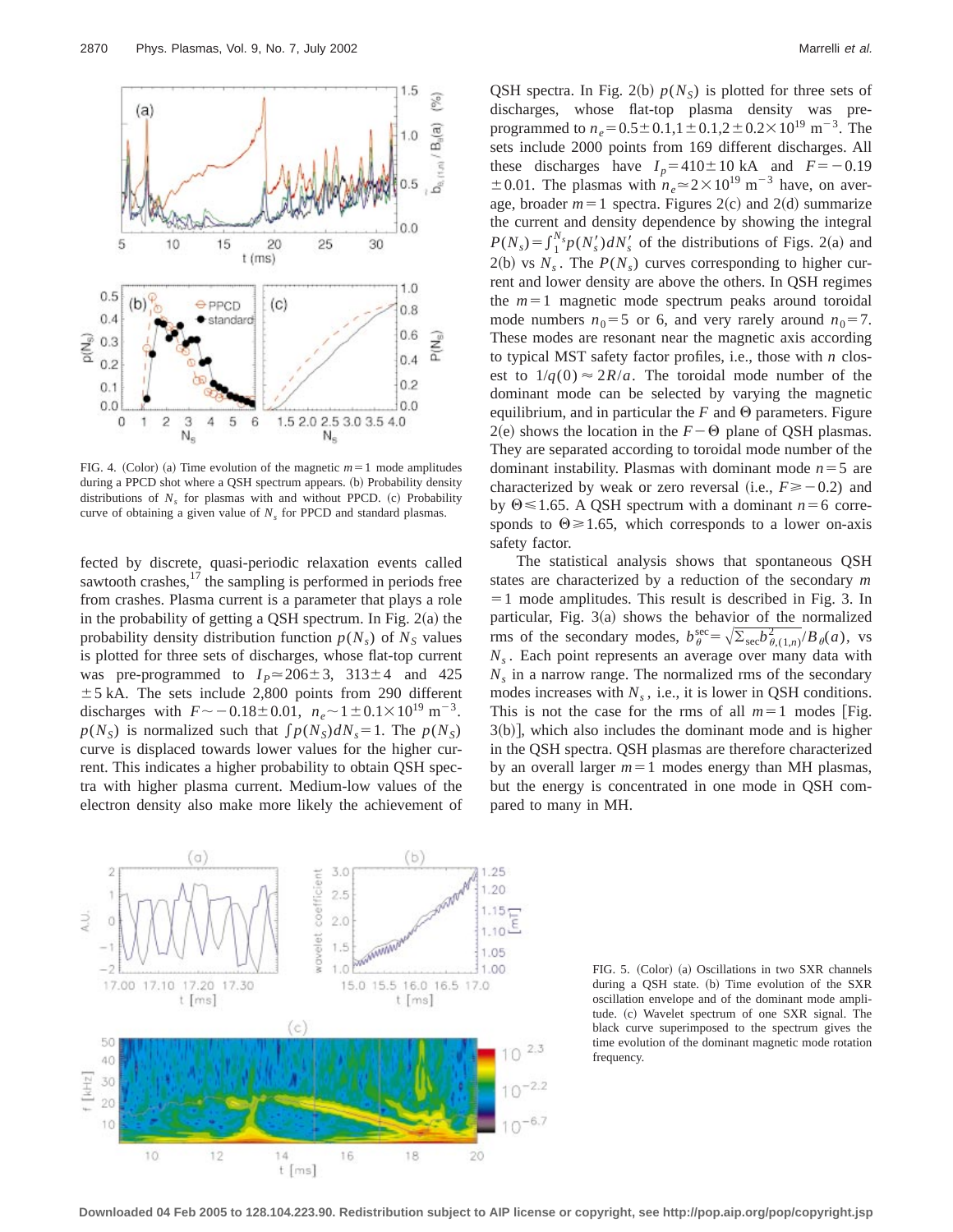FIG. 4. (Color) (a) Time evolution of the magnetic $m=1$ mode amplitudes during a PPCD shot where a QSH spectrum appears. (b) Probability density distributions of $N_s$ for plasmas with and without PPCD. (c) Probability curve of obtaining a given value of $N_s$ for PPCD and standard plasmas.

fected by discrete, quasi-periodic relaxation events called sawtooth crashes,[17] the sampling is performed in periods free from crashes. Plasma current is a parameter that plays a role in the probability of getting a QSH spectrum. In Fig. 2(a) the probability density distribution function $p(N_s)$ of $N_S$ values is plotted for three sets of discharges, whose flat-top current was pre-programmed to $I_P \simeq 206 \pm 3$, $313 \pm 4$ and $425 \pm 5$ kA. The sets include 2,800 points from 290 different discharges with $F \sim -0.18 \pm 0.01$, $n_e \sim 1 \pm 0.1 \times 10^{19}$ m$^{-3}$. $p(N_s)$ is normalized such that $\int p(N_S) dN_s = 1$. The $p(N_s)$ curve is displaced towards lower values for the higher current. This indicates a higher probability to obtain QSH spectra with higher plasma current. Medium-low values of the electron density also make more likely the achievement of QSH spectra. In Fig. 2(b) $p(N_S)$ is plotted for three sets of discharges, whose flat-top plasma density was pre-programmed to $n_e = 0.5 \pm 0.1, 1 \pm 0.1, 2 \pm 0.2 \times 10^{19}$ m$^{-3}$. The sets include 2000 points from 169 different discharges. All these discharges have $I_p = 410 \pm 10$ kA and $F = -0.19 \pm 0.01$. The plasmas with $n_e \simeq 2 \times 10^{19}$ m$^{-3}$ have, on average, broader $m=1$ spectra. Figures 2(c) and 2(d) summarize the current and density dependence by showing the integral $P(N_s) = \int_1^{N_s} p(N_s') dN_s'$ of the distributions of Figs. 2(a) and 2(b) vs $N_s$. The $P(N_s)$ curves corresponding to higher current and lower density are above the others. In QSH regimes the $m=1$ magnetic mode spectrum peaks around toroidal mode numbers $n_0 = 5$ or 6, and very rarely around $n_0 = 7$. These modes are resonant near the magnetic axis according to typical MST safety factor profiles, i.e., those with $n$ closest to $1/q(0) \approx 2R/a$. The toroidal mode number of the dominant mode can be selected by varying the magnetic equilibrium, and in particular the $F$ and $\Theta$ parameters. Figure 2(e) shows the location in the $F-\Theta$ plane of QSH plasmas. They are separated according to toroidal mode number of the dominant instability. Plasmas with dominant mode $n=5$ are characterized by weak or zero reversal (i.e., $F \geqslant -0.2$) and by $\Theta \leqslant 1.65$. A QSH spectrum with a dominant $n=6$ corresponds to $\Theta \geqslant 1.65$, which corresponds to a lower on-axis safety factor.

The statistical analysis shows that spontaneous QSH states are characterized by a reduction of the secondary $m=1$ mode amplitudes. This result is described in Fig. 3. In particular, Fig. 3(a) shows the behavior of the normalized rms of the secondary modes, $b_\theta^{\text{sec}} = \sqrt{\Sigma_{\text{sec}} b_{\theta,(1,n)}^2}/B_\theta(a)$, vs $N_s$. Each point represents an average over many data with $N_s$ in a narrow range. The normalized rms of the secondary modes increases with $N_s$, i.e., it is lower in QSH conditions. This is not the case for the rms of all $m=1$ modes [Fig. 3(b)], which also includes the dominant mode and is higher in the QSH spectra. QSH plasmas are therefore characterized by an overall larger $m=1$ modes energy than MH plasmas, but the energy is concentrated in one mode in QSH compared to many in MH.

FIG. 5. (Color) (a) Oscillations in two SXR channels during a QSH state. (b) Time evolution of the SXR oscillation envelope and of the dominant mode amplitude. (c) Wavelet spectrum of one SXR signal. The black curve superimposed to the spectrum gives the time evolution of the dominant magnetic mode rotation frequency.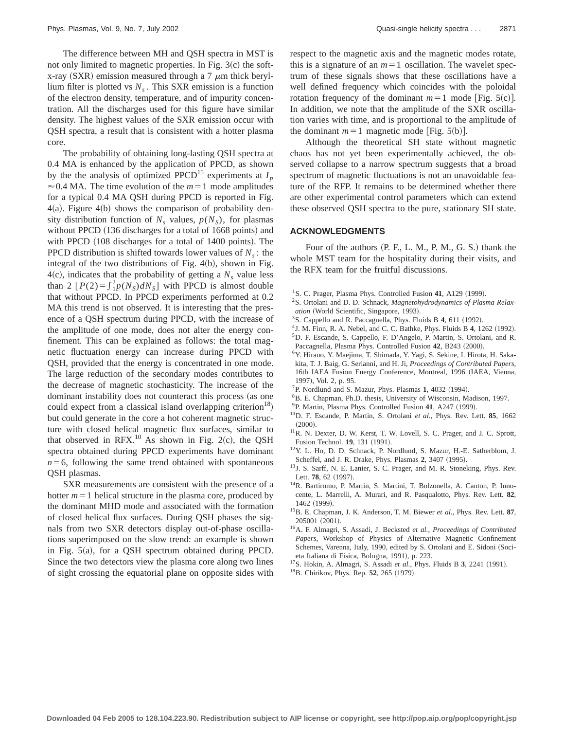The difference between MH and QSH spectra in MST is not only limited to magnetic properties. In Fig. 3(c) the soft-x-ray (SXR) emission measured through a 7 $\mu$m thick beryllium filter is plotted vs $N_s$. This SXR emission is a function of the electron density, temperature, and of impurity concentration. All the discharges used for this figure have similar density. The highest values of the SXR emission occur with QSH spectra, a result that is consistent with a hotter plasma core.

The probability of obtaining long-lasting QSH spectra at 0.4 MA is enhanced by the application of PPCD, as shown by the the analysis of optimized PPCD[15] experiments at $I_p \approx 0.4$ MA. The time evolution of the $m=1$ mode amplitudes for a typical 0.4 MA QSH during PPCD is reported in Fig. 4(a). Figure 4(b) shows the comparison of probability density distribution function of $N_s$ values, $p(N_S)$, for plasmas without PPCD (136 discharges for a total of 1668 points) and with PPCD (108 discharges for a total of 1400 points). The PPCD distribution is shifted towards lower values of $N_s$: the integral of the two distributions of Fig. 4(b), shown in Fig. 4(c), indicates that the probability of getting a $N_s$ value less than 2 $[P(2)=\int_1^2 p(N_S)dN_S]$ with PPCD is almost double that without PPCD. In PPCD experiments performed at 0.2 MA this trend is not observed. It is interesting that the presence of a QSH spectrum during PPCD, with the increase of the amplitude of one mode, does not alter the energy confinement. This can be explained as follows: the total magnetic fluctuation energy can increase during PPCD with QSH, provided that the energy is concentrated in one mode. The large reduction of the secondary modes contributes to the decrease of magnetic stochasticity. The increase of the dominant instability does not counteract this process (as one could expect from a classical island overlapping criterion[18]) but could generate in the core a hot coherent magnetic structure with closed helical magnetic flux surfaces, similar to that observed in RFX.[10] As shown in Fig. 2(c), the QSH spectra obtained during PPCD experiments have dominant $n=6$, following the same trend obtained with spontaneous QSH plasmas.

SXR measurements are consistent with the presence of a hotter $m=1$ helical structure in the plasma core, produced by the dominant MHD mode and associated with the formation of closed helical flux surfaces. During QSH phases the signals from two SXR detectors display out-of-phase oscillations superimposed on the slow trend: an example is shown in Fig. 5(a), for a QSH spectrum obtained during PPCD. Since the two detectors view the plasma core along two lines of sight crossing the equatorial plane on opposite sides with respect to the magnetic axis and the magnetic modes rotate, this is a signature of an $m=1$ oscillation. The wavelet spectrum of these signals shows that these oscillations have a well defined frequency which coincides with the poloidal rotation frequency of the dominant $m=1$ mode [Fig. 5(c)]. In addition, we note that the amplitude of the SXR oscillation varies with time, and is proportional to the amplitude of the dominant $m=1$ magnetic mode [Fig. 5(b)].

Although the theoretical SH state without magnetic chaos has not yet been experimentally achieved, the observed collapse to a narrow spectrum suggests that a broad spectrum of magnetic fluctuations is not an unavoidable feature of the RFP. It remains to be determined whether there are other experimental control parameters which can extend these observed QSH spectra to the pure, stationary SH state.

## ACKNOWLEDGMENTS

Four of the authors (P. F., L. M., P. M., G. S.) thank the whole MST team for the hospitality during their visits, and the RFX team for the fruitful discussions.

[1] S. C. Prager, Plasma Phys. Controlled Fusion **41**, A129 (1999).
[2] S. Ortolani and D. D. Schnack, *Magnetohydrodynamics of Plasma Relaxation* (World Scientific, Singapore, 1993).
[3] S. Cappello and R. Paccagnella, Phys. Fluids B **4**, 611 (1992).
[4] J. M. Finn, R. A. Nebel, and C. C. Bathke, Phys. Fluids B **4**, 1262 (1992).
[5] D. F. Escande, S. Cappello, F. D'Angelo, P. Martin, S. Ortolani, and R. Paccagnella, Plasma Phys. Controlled Fusion **42**, B243 (2000).
[6] Y. Hirano, Y. Maejima, T. Shimada, Y. Yagi, S. Sekine, I. Hirota, H. Sakakita, T. J. Baig, G. Serianni, and H. Ji, *Proceedings of Contributed Papers*, 16th IAEA Fusion Energy Conference, Montreal, 1996 (IAEA, Vienna, 1997), Vol. 2, p. 95.
[7] P. Nordlund and S. Mazur, Phys. Plasmas **1**, 4032 (1994).
[8] B. E. Chapman, Ph.D. thesis, University of Wisconsin, Madison, 1997.
[9] P. Martin, Plasma Phys. Controlled Fusion **41**, A247 (1999).
[10] D. F. Escande, P. Martin, S. Ortolani *et al.*, Phys. Rev. Lett. **85**, 1662 (2000).
[11] R. N. Dexter, D. W. Kerst, T. W. Lovell, S. C. Prager, and J. C. Sprott, Fusion Technol. **19**, 131 (1991).
[12] Y. L. Ho, D. D. Schnack, P. Nordlund, S. Mazur, H.-E. Satherblom, J. Scheffel, and J. R. Drake, Phys. Plasmas **2**, 3407 (1995).
[13] J. S. Sarff, N. E. Lanier, S. C. Prager, and M. R. Stoneking, Phys. Rev. Lett. **78**, 62 (1997).
[14] R. Bartiromo, P. Martin, S. Martini, T. Bolzonella, A. Canton, P. Innocente, L. Marrelli, A. Murari, and R. Pasqualotto, Phys. Rev. Lett. **82**, 1462 (1999).
[15] B. E. Chapman, J. K. Anderson, T. M. Biewer *et al.*, Phys. Rev. Lett. **87**, 205001 (2001).
[16] A. F. Almagri, S. Assadi, J. Beckstead *et al.*, *Proceedings of Contributed Papers*, Workshop of Physics of Alternative Magnetic Confinement Schemes, Varenna, Italy, 1990, edited by S. Ortolani and E. Sidoni (Societa Italiana di Fisica, Bologna, 1991), p. 223.
[17] S. Hokin, A. Almagri, S. Assadi *et al.*, Phys. Fluids B **3**, 2241 (1991).
[18] B. Chirikov, Phys. Rep. **52**, 265 (1979).